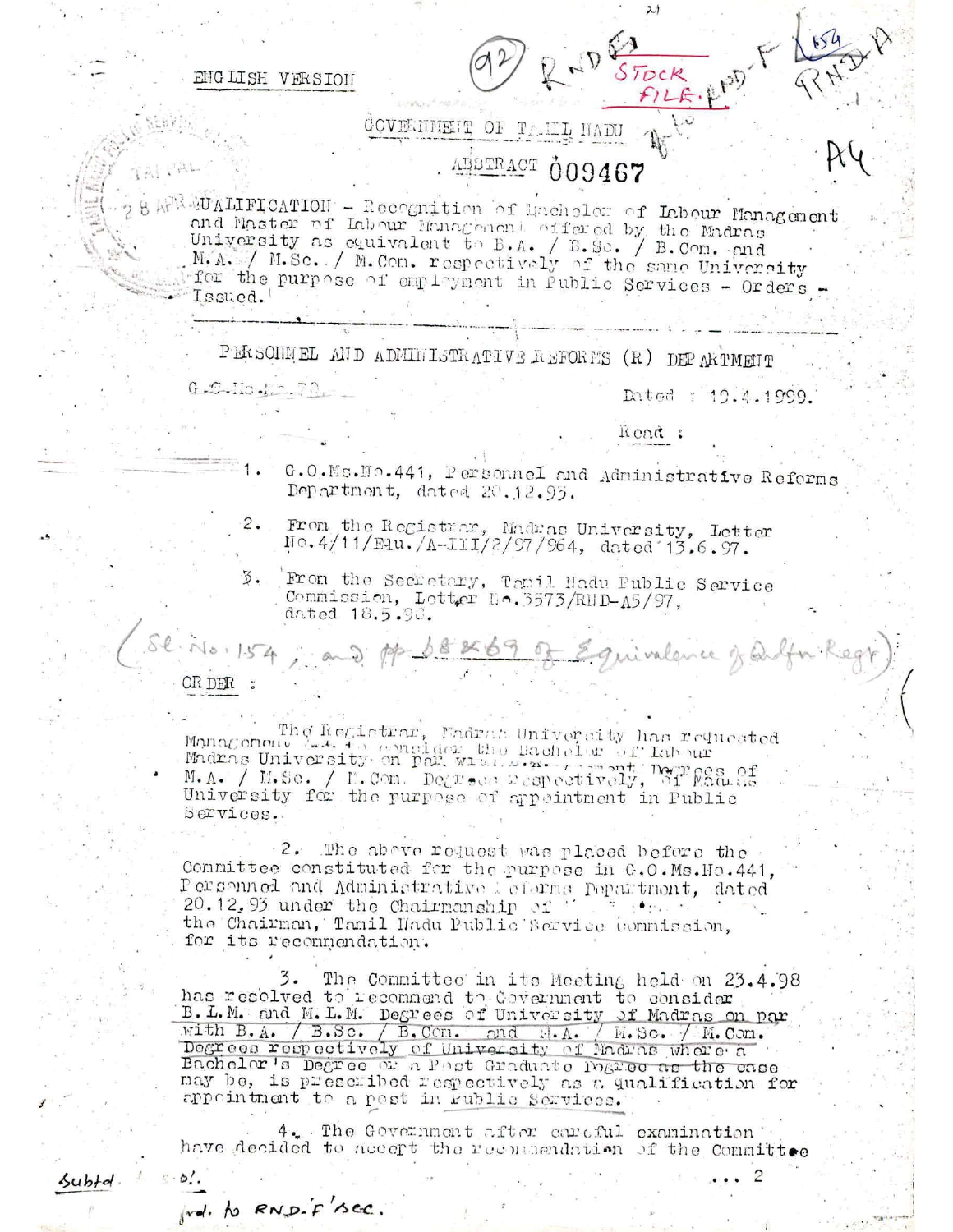ENGLISH VERSION

GOVERNMENT OF TAMIL NADU

ABSTRACT 009467

QUALIFICATION - Recognition of Bachelor of Labour Management and Master of Labour Management offered by the Madras University as equivalent to B.A. / B.Sc. / B.Com. and M.A. / M.Sc. / M.Com. respectively of the same University for the purpose of employment in Public Services - Orders - Issued.

---

PERSONNEL AND ADMINISTRATIVE REFORMS (R) DEPARTMENT

G.O.Ms.No.78, Dated : 19.4.1999.

Read :

1. G.O.Ms.No.441, Personnel and Administrative Reforms Department, dated 20.12.93.
2. From the Registrar, Madras University, Letter No.4/11/Edu./A-III/2/97/964, dated 13.6.97.
3. From the Secretary, Tamil Nadu Public Service Commission, Letter No.3573/RHD-A5/97, dated 18.5.98.

(Sl. No. 154, and pp 68 & 69 of Equivalence of Qlfn Regr)

ORDER :

The Registrar, Madras University has requested to consider the Bachelor of Labour Management and Master of Labour Management Degrees of Madras University on par with B.A. / B.Sc. / B.Com. and M.A. / M.Sc. / M.Com. Degrees respectively, of Madras University for the purpose of appointment in Public Services.

2. The above request was placed before the Committee constituted for the purpose in G.O.Ms.No.441, Personnel and Administrative Reforms Department, dated 20.12.93 under the Chairmanship of the Chairman, Tamil Nadu Public Service Commission, for its recommendation.

3. The Committee in its Meeting held on 23.4.98 has resolved to recommend to Government to consider B.L.M. and M.L.M. Degrees of University of Madras on par with B.A. / B.Sc. / B.Com. and M.A. / M.Sc. / M.Com. Degrees respectively of University of Madras where a Bachelor's Degree or a Post Graduate Degree as the case may be, is prescribed respectively as a qualification for appointment to a post in Public Services.

4. The Government after careful examination have decided to accept the recommendation of the Committee

... 2

Fwd. to RND-F Sec.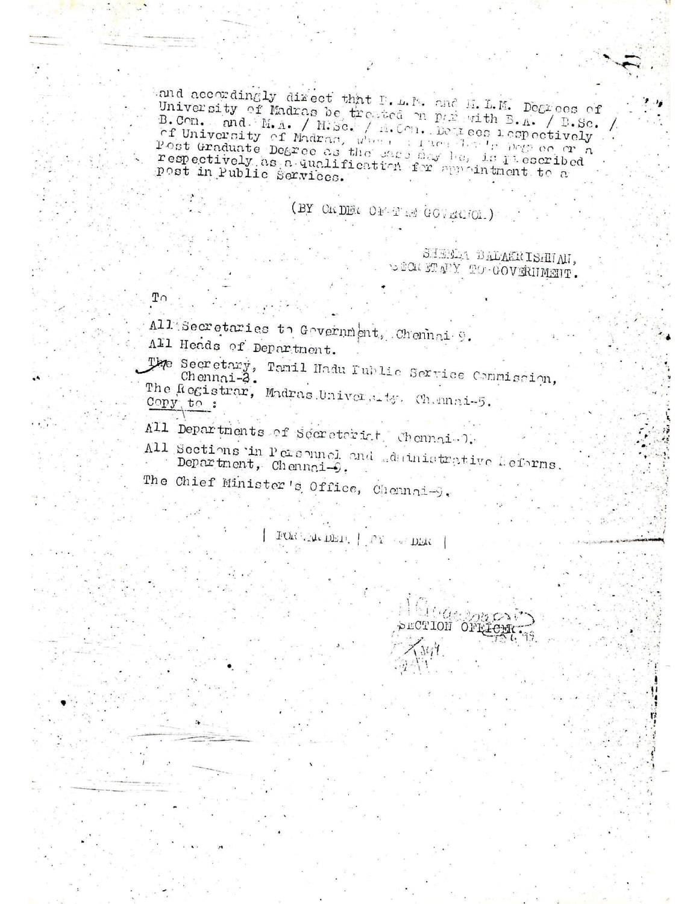and accordingly direct that B.L.M. and M.L.M. Degrees of University of Madras be treated on par with B.A. / B.Sc. / B.Com. and M.A. / M.Sc. / M.Com. Degrees respectively of University of Madras, wherever a Bachelor's Degree or a Post Graduate Degree as the case may be, is prescribed respectively as a qualification for appointment to a post in Public Services.

(BY ORDER OF THE GOVERNOR)

SHEELA BALAKRISHNAN,
SECRETARY TO GOVERNMENT.

To

All Secretaries to Government, Chennai-9.

All Heads of Department.

The Secretary, Tamil Nadu Public Service Commission, Chennai-2.

The Registrar, Madras University, Chennai-5.

Copy to :

All Departments of Secretariat, Chennai-9.

All Sections in Personnel and Administrative Reforms Department, Chennai-9.

The Chief Minister's Office, Chennai-9.

| FORWARDED | BY ORDER |

SECTION OFFICER.